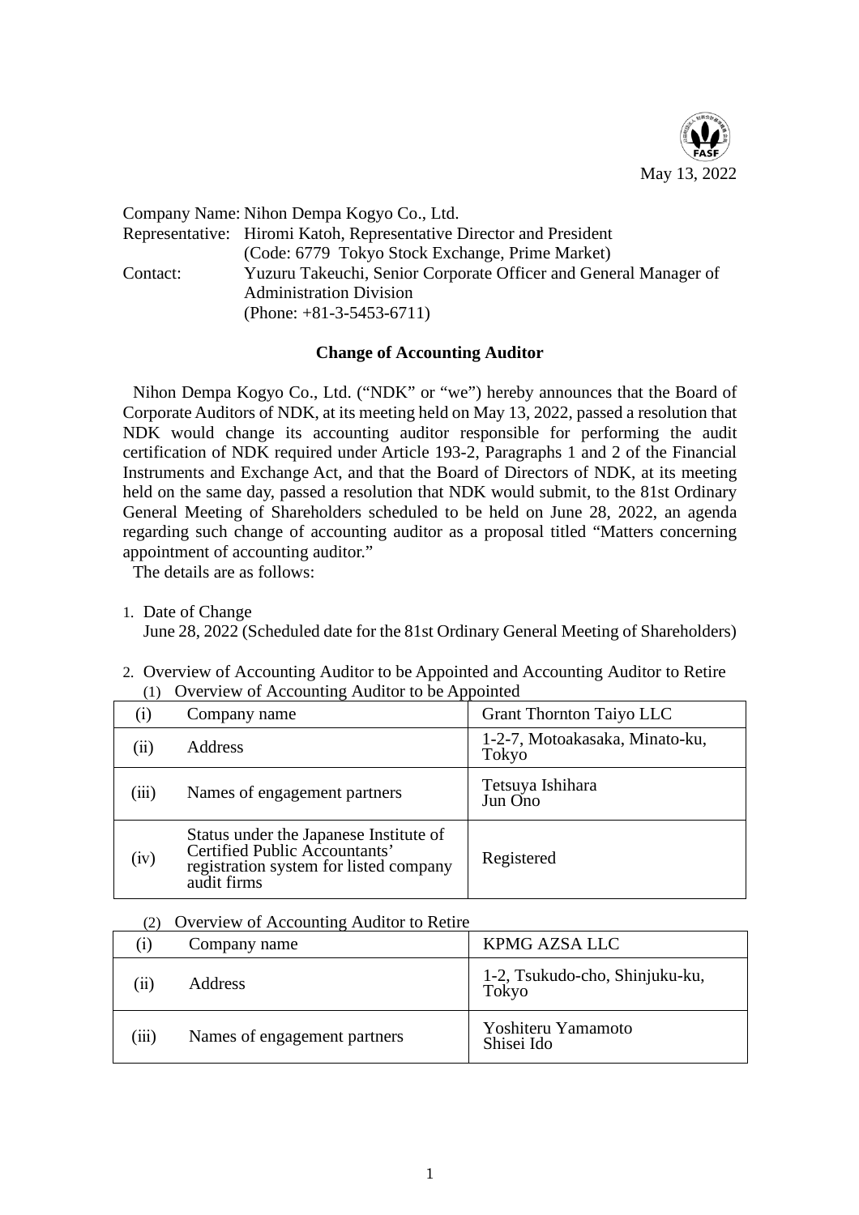May 13, 2022

Company Name: Nihon Dempa Kogyo Co., Ltd.
Representative: Hiromi Katoh, Representative Director and President
(Code: 6779 Tokyo Stock Exchange, Prime Market)
Contact: Yuzuru Takeuchi, Senior Corporate Officer and General Manager of Administration Division
(Phone: +81-3-5453-6711)

## Change of Accounting Auditor

Nihon Dempa Kogyo Co., Ltd. ("NDK" or "we") hereby announces that the Board of Corporate Auditors of NDK, at its meeting held on May 13, 2022, passed a resolution that NDK would change its accounting auditor responsible for performing the audit certification of NDK required under Article 193-2, Paragraphs 1 and 2 of the Financial Instruments and Exchange Act, and that the Board of Directors of NDK, at its meeting held on the same day, passed a resolution that NDK would submit, to the 81st Ordinary General Meeting of Shareholders scheduled to be held on June 28, 2022, an agenda regarding such change of accounting auditor as a proposal titled "Matters concerning appointment of accounting auditor."

The details are as follows:

1. Date of Change
   June 28, 2022 (Scheduled date for the 81st Ordinary General Meeting of Shareholders)

2. Overview of Accounting Auditor to be Appointed and Accounting Auditor to Retire

   (1) Overview of Accounting Auditor to be Appointed

| (i) | Company name | Grant Thornton Taiyo LLC |
|---|---|---|
| (ii) | Address | 1-2-7, Motoakasaka, Minato-ku, Tokyo |
| (iii) | Names of engagement partners | Tetsuya Ishihara<br>Jun Ono |
| (iv) | Status under the Japanese Institute of Certified Public Accountants' registration system for listed company audit firms | Registered |

   (2) Overview of Accounting Auditor to Retire

| (i) | Company name | KPMG AZSA LLC |
|---|---|---|
| (ii) | Address | 1-2, Tsukudo-cho, Shinjuku-ku, Tokyo |
| (iii) | Names of engagement partners | Yoshiteru Yamamoto<br>Shisei Ido |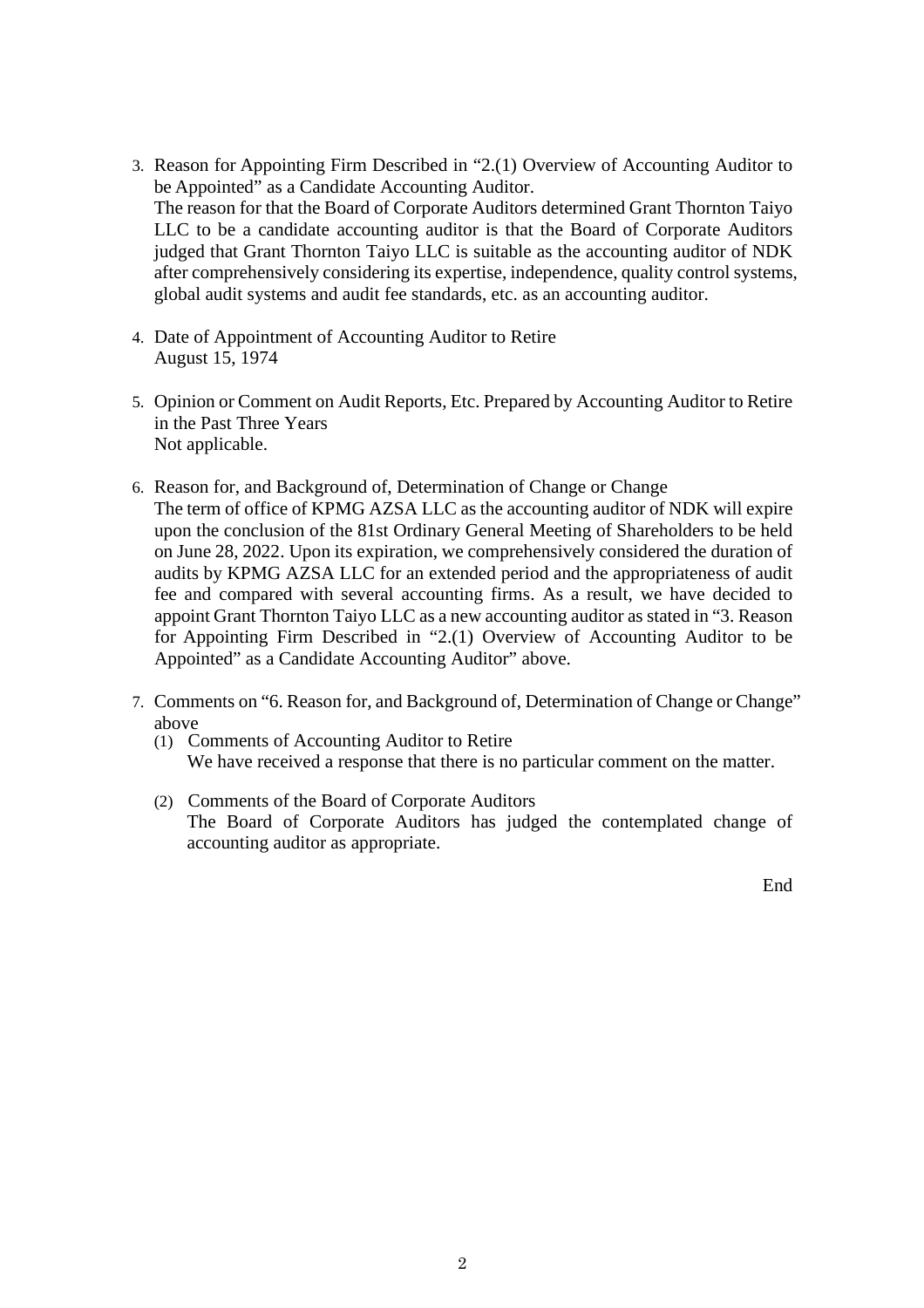3. Reason for Appointing Firm Described in "2.(1) Overview of Accounting Auditor to be Appointed" as a Candidate Accounting Auditor.
   The reason for that the Board of Corporate Auditors determined Grant Thornton Taiyo LLC to be a candidate accounting auditor is that the Board of Corporate Auditors judged that Grant Thornton Taiyo LLC is suitable as the accounting auditor of NDK after comprehensively considering its expertise, independence, quality control systems, global audit systems and audit fee standards, etc. as an accounting auditor.

4. Date of Appointment of Accounting Auditor to Retire
   August 15, 1974

5. Opinion or Comment on Audit Reports, Etc. Prepared by Accounting Auditor to Retire in the Past Three Years
   Not applicable.

6. Reason for, and Background of, Determination of Change or Change
   The term of office of KPMG AZSA LLC as the accounting auditor of NDK will expire upon the conclusion of the 81st Ordinary General Meeting of Shareholders to be held on June 28, 2022. Upon its expiration, we comprehensively considered the duration of audits by KPMG AZSA LLC for an extended period and the appropriateness of audit fee and compared with several accounting firms. As a result, we have decided to appoint Grant Thornton Taiyo LLC as a new accounting auditor as stated in "3. Reason for Appointing Firm Described in "2.(1) Overview of Accounting Auditor to be Appointed" as a Candidate Accounting Auditor" above.

7. Comments on "6. Reason for, and Background of, Determination of Change or Change" above
   (1) Comments of Accounting Auditor to Retire
       We have received a response that there is no particular comment on the matter.

   (2) Comments of the Board of Corporate Auditors
       The Board of Corporate Auditors has judged the contemplated change of accounting auditor as appropriate.

End